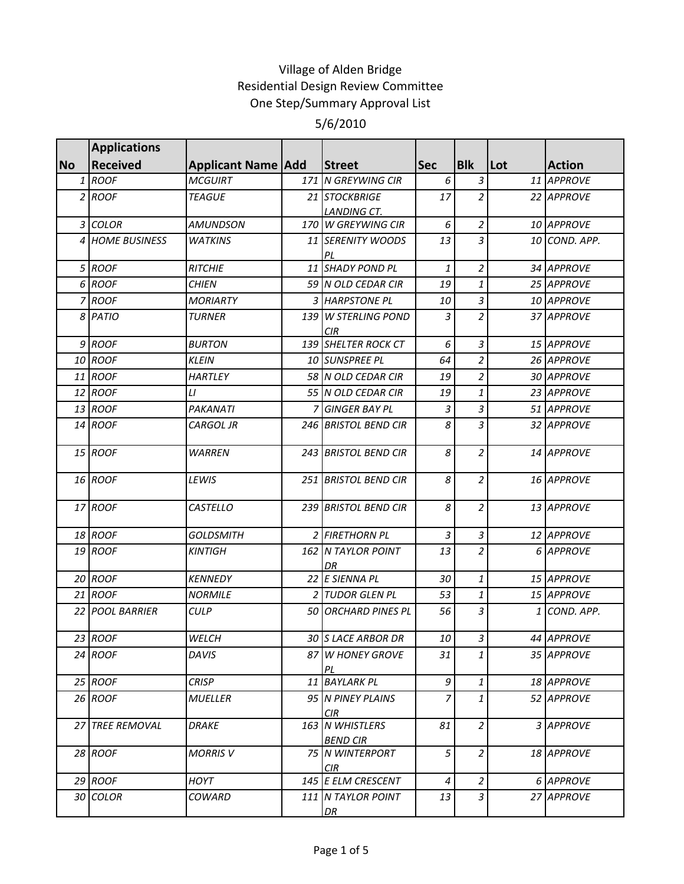Village of Alden Bridge
Residential Design Review Committee
One Step/Summary Approval List
5/6/2010

| No | Applications Received | Applicant Name | Add | Street | Sec | Blk | Lot | Action |
|---|---|---|---|---|---|---|---|---|
| 1 | ROOF | MCGUIRT | 171 | N GREYWING CIR | 6 | 3 | 11 | APPROVE |
| 2 | ROOF | TEAGUE | 21 | STOCKBRIGE LANDING CT. | 17 | 2 | 22 | APPROVE |
| 3 | COLOR | AMUNDSON | 170 | W GREYWING CIR | 6 | 2 | 10 | APPROVE |
| 4 | HOME BUSINESS | WATKINS | 11 | SERENITY WOODS PL | 13 | 3 | 10 | COND. APP. |
| 5 | ROOF | RITCHIE | 11 | SHADY POND PL | 1 | 2 | 34 | APPROVE |
| 6 | ROOF | CHIEN | 59 | N OLD CEDAR CIR | 19 | 1 | 25 | APPROVE |
| 7 | ROOF | MORIARTY | 3 | HARPSTONE PL | 10 | 3 | 10 | APPROVE |
| 8 | PATIO | TURNER | 139 | W STERLING POND CIR | 3 | 2 | 37 | APPROVE |
| 9 | ROOF | BURTON | 139 | SHELTER ROCK CT | 6 | 3 | 15 | APPROVE |
| 10 | ROOF | KLEIN | 10 | SUNSPREE PL | 64 | 2 | 26 | APPROVE |
| 11 | ROOF | HARTLEY | 58 | N OLD CEDAR CIR | 19 | 2 | 30 | APPROVE |
| 12 | ROOF | LI | 55 | N OLD CEDAR CIR | 19 | 1 | 23 | APPROVE |
| 13 | ROOF | PAKANATI | 7 | GINGER BAY PL | 3 | 3 | 51 | APPROVE |
| 14 | ROOF | CARGOL JR | 246 | BRISTOL BEND CIR | 8 | 3 | 32 | APPROVE |
| 15 | ROOF | WARREN | 243 | BRISTOL BEND CIR | 8 | 2 | 14 | APPROVE |
| 16 | ROOF | LEWIS | 251 | BRISTOL BEND CIR | 8 | 2 | 16 | APPROVE |
| 17 | ROOF | CASTELLO | 239 | BRISTOL BEND CIR | 8 | 2 | 13 | APPROVE |
| 18 | ROOF | GOLDSMITH | 2 | FIRETHORN PL | 3 | 3 | 12 | APPROVE |
| 19 | ROOF | KINTIGH | 162 | N TAYLOR POINT DR | 13 | 2 | 6 | APPROVE |
| 20 | ROOF | KENNEDY | 22 | E SIENNA PL | 30 | 1 | 15 | APPROVE |
| 21 | ROOF | NORMILE | 2 | TUDOR GLEN PL | 53 | 1 | 15 | APPROVE |
| 22 | POOL BARRIER | CULP | 50 | ORCHARD PINES PL | 56 | 3 | 1 | COND. APP. |
| 23 | ROOF | WELCH | 30 | S LACE ARBOR DR | 10 | 3 | 44 | APPROVE |
| 24 | ROOF | DAVIS | 87 | W HONEY GROVE PL | 31 | 1 | 35 | APPROVE |
| 25 | ROOF | CRISP | 11 | BAYLARK PL | 9 | 1 | 18 | APPROVE |
| 26 | ROOF | MUELLER | 95 | N PINEY PLAINS CIR | 7 | 1 | 52 | APPROVE |
| 27 | TREE REMOVAL | DRAKE | 163 | N WHISTLERS BEND CIR | 81 | 2 | 3 | APPROVE |
| 28 | ROOF | MORRIS V | 75 | N WINTERPORT CIR | 5 | 2 | 18 | APPROVE |
| 29 | ROOF | HOYT | 145 | E ELM CRESCENT | 4 | 2 | 6 | APPROVE |
| 30 | COLOR | COWARD | 111 | N TAYLOR POINT DR | 13 | 3 | 27 | APPROVE |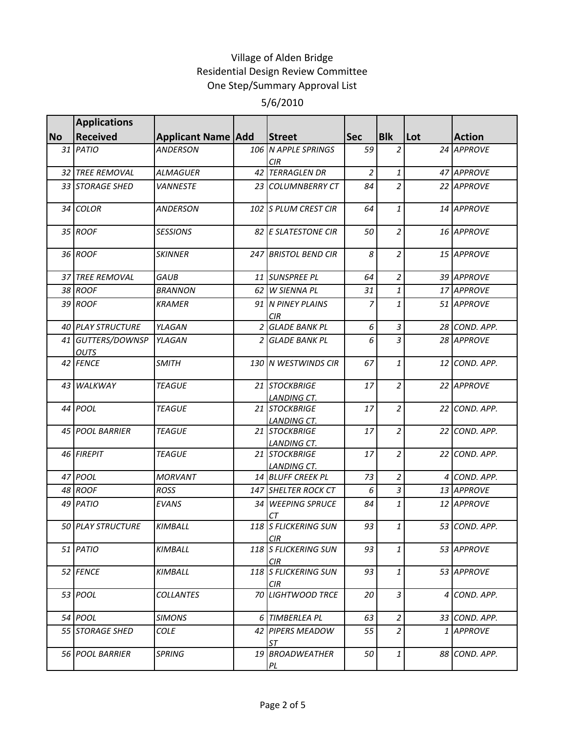# Village of Alden Bridge
## Residential Design Review Committee
## One Step/Summary Approval List
## 5/6/2010

| No | Applications Received | Applicant Name | Add | Street | Sec | Blk | Lot | Action |
|---|---|---|---|---|---|---|---|---|
| 31 | *PATIO* | *ANDERSON* | 106 | *N APPLE SPRINGS CIR* | 59 | 2 | 24 | *APPROVE* |
| 32 | *TREE REMOVAL* | *ALMAGUER* | 42 | *TERRAGLEN DR* | 2 | 1 | 47 | *APPROVE* |
| 33 | *STORAGE SHED* | *VANNESTE* | 23 | *COLUMNBERRY CT* | 84 | 2 | 22 | *APPROVE* |
| 34 | *COLOR* | *ANDERSON* | 102 | *S PLUM CREST CIR* | 64 | 1 | 14 | *APPROVE* |
| 35 | *ROOF* | *SESSIONS* | 82 | *E SLATESTONE CIR* | 50 | 2 | 16 | *APPROVE* |
| 36 | *ROOF* | *SKINNER* | 247 | *BRISTOL BEND CIR* | 8 | 2 | 15 | *APPROVE* |
| 37 | *TREE REMOVAL* | *GAUB* | 11 | *SUNSPREE PL* | 64 | 2 | 39 | *APPROVE* |
| 38 | *ROOF* | *BRANNON* | 62 | *W SIENNA PL* | 31 | 1 | 17 | *APPROVE* |
| 39 | *ROOF* | *KRAMER* | 91 | *N PINEY PLAINS CIR* | 7 | 1 | 51 | *APPROVE* |
| 40 | *PLAY STRUCTURE* | *YLAGAN* | 2 | *GLADE BANK PL* | 6 | 3 | 28 | *COND. APP.* |
| 41 | *GUTTERS/DOWNSPOUTS* | *YLAGAN* | 2 | *GLADE BANK PL* | 6 | 3 | 28 | *APPROVE* |
| 42 | *FENCE* | *SMITH* | 130 | *N WESTWINDS CIR* | 67 | 1 | 12 | *COND. APP.* |
| 43 | *WALKWAY* | *TEAGUE* | 21 | *STOCKBRIGE LANDING CT.* | 17 | 2 | 22 | *APPROVE* |
| 44 | *POOL* | *TEAGUE* | 21 | *STOCKBRIGE LANDING CT.* | 17 | 2 | 22 | *COND. APP.* |
| 45 | *POOL BARRIER* | *TEAGUE* | 21 | *STOCKBRIGE LANDING CT.* | 17 | 2 | 22 | *COND. APP.* |
| 46 | *FIREPIT* | *TEAGUE* | 21 | *STOCKBRIGE LANDING CT.* | 17 | 2 | 22 | *COND. APP.* |
| 47 | *POOL* | *MORVANT* | 14 | *BLUFF CREEK PL* | 73 | 2 | 4 | *COND. APP.* |
| 48 | *ROOF* | *ROSS* | 147 | *SHELTER ROCK CT* | 6 | 3 | 13 | *APPROVE* |
| 49 | *PATIO* | *EVANS* | 34 | *WEEPING SPRUCE CT* | 84 | 1 | 12 | *APPROVE* |
| 50 | *PLAY STRUCTURE* | *KIMBALL* | 118 | *S FLICKERING SUN CIR* | 93 | 1 | 53 | *COND. APP.* |
| 51 | *PATIO* | *KIMBALL* | 118 | *S FLICKERING SUN CIR* | 93 | 1 | 53 | *APPROVE* |
| 52 | *FENCE* | *KIMBALL* | 118 | *S FLICKERING SUN CIR* | 93 | 1 | 53 | *APPROVE* |
| 53 | *POOL* | *COLLANTES* | 70 | *LIGHTWOOD TRCE* | 20 | 3 | 4 | *COND. APP.* |
| 54 | *POOL* | *SIMONS* | 6 | *TIMBERLEA PL* | 63 | 2 | 33 | *COND. APP.* |
| 55 | *STORAGE SHED* | *COLE* | 42 | *PIPERS MEADOW ST* | 55 | 2 | 1 | *APPROVE* |
| 56 | *POOL BARRIER* | *SPRING* | 19 | *BROADWEATHER PL* | 50 | 1 | 88 | *COND. APP.* |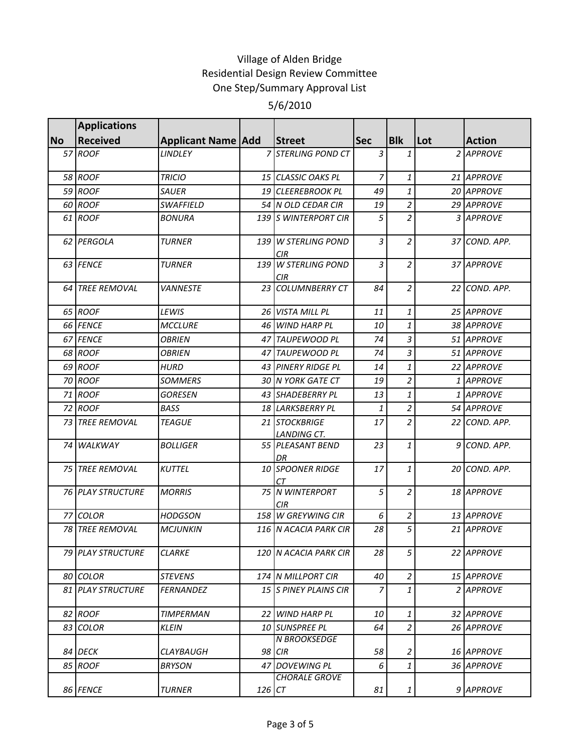Village of Alden Bridge
Residential Design Review Committee
One Step/Summary Approval List
5/6/2010

| No | Applications Received | Applicant Name | Add | Street | Sec | Blk | Lot | Action |
|---|---|---|---|---|---|---|---|---|
| 57 | ROOF | LINDLEY | 7 | STERLING POND CT | 3 | 1 | 2 | APPROVE |
| 58 | ROOF | TRICIO | 15 | CLASSIC OAKS PL | 7 | 1 | 21 | APPROVE |
| 59 | ROOF | SAUER | 19 | CLEEREBROOK PL | 49 | 1 | 20 | APPROVE |
| 60 | ROOF | SWAFFIELD | 54 | N OLD CEDAR CIR | 19 | 2 | 29 | APPROVE |
| 61 | ROOF | BONURA | 139 | S WINTERPORT CIR | 5 | 2 | 3 | APPROVE |
| 62 | PERGOLA | TURNER | 139 | W STERLING POND CIR | 3 | 2 | 37 | COND. APP. |
| 63 | FENCE | TURNER | 139 | W STERLING POND CIR | 3 | 2 | 37 | APPROVE |
| 64 | TREE REMOVAL | VANNESTE | 23 | COLUMNBERRY CT | 84 | 2 | 22 | COND. APP. |
| 65 | ROOF | LEWIS | 26 | VISTA MILL PL | 11 | 1 | 25 | APPROVE |
| 66 | FENCE | MCCLURE | 46 | WIND HARP PL | 10 | 1 | 38 | APPROVE |
| 67 | FENCE | OBRIEN | 47 | TAUPEWOOD PL | 74 | 3 | 51 | APPROVE |
| 68 | ROOF | OBRIEN | 47 | TAUPEWOOD PL | 74 | 3 | 51 | APPROVE |
| 69 | ROOF | HURD | 43 | PINERY RIDGE PL | 14 | 1 | 22 | APPROVE |
| 70 | ROOF | SOMMERS | 30 | N YORK GATE CT | 19 | 2 | 1 | APPROVE |
| 71 | ROOF | GORESEN | 43 | SHADEBERRY PL | 13 | 1 | 1 | APPROVE |
| 72 | ROOF | BASS | 18 | LARKSBERRY PL | 1 | 2 | 54 | APPROVE |
| 73 | TREE REMOVAL | TEAGUE | 21 | STOCKBRIGE LANDING CT. | 17 | 2 | 22 | COND. APP. |
| 74 | WALKWAY | BOLLIGER | 55 | PLEASANT BEND DR | 23 | 1 | 9 | COND. APP. |
| 75 | TREE REMOVAL | KUTTEL | 10 | SPOONER RIDGE CT | 17 | 1 | 20 | COND. APP. |
| 76 | PLAY STRUCTURE | MORRIS | 75 | N WINTERPORT CIR | 5 | 2 | 18 | APPROVE |
| 77 | COLOR | HODGSON | 158 | W GREYWING CIR | 6 | 2 | 13 | APPROVE |
| 78 | TREE REMOVAL | MCJUNKIN | 116 | N ACACIA PARK CIR | 28 | 5 | 21 | APPROVE |
| 79 | PLAY STRUCTURE | CLARKE | 120 | N ACACIA PARK CIR | 28 | 5 | 22 | APPROVE |
| 80 | COLOR | STEVENS | 174 | N MILLPORT CIR | 40 | 2 | 15 | APPROVE |
| 81 | PLAY STRUCTURE | FERNANDEZ | 15 | S PINEY PLAINS CIR | 7 | 1 | 2 | APPROVE |
| 82 | ROOF | TIMPERMAN | 22 | WIND HARP PL | 10 | 1 | 32 | APPROVE |
| 83 | COLOR | KLEIN | 10 | SUNSPREE PL | 64 | 2 | 26 | APPROVE |
| 84 | DECK | CLAYBAUGH | 98 | N BROOKSEDGE CIR | 58 | 2 | 16 | APPROVE |
| 85 | ROOF | BRYSON | 47 | DOVEWING PL | 6 | 1 | 36 | APPROVE |
| 86 | FENCE | TURNER | 126 | CHORALE GROVE CT | 81 | 1 | 9 | APPROVE |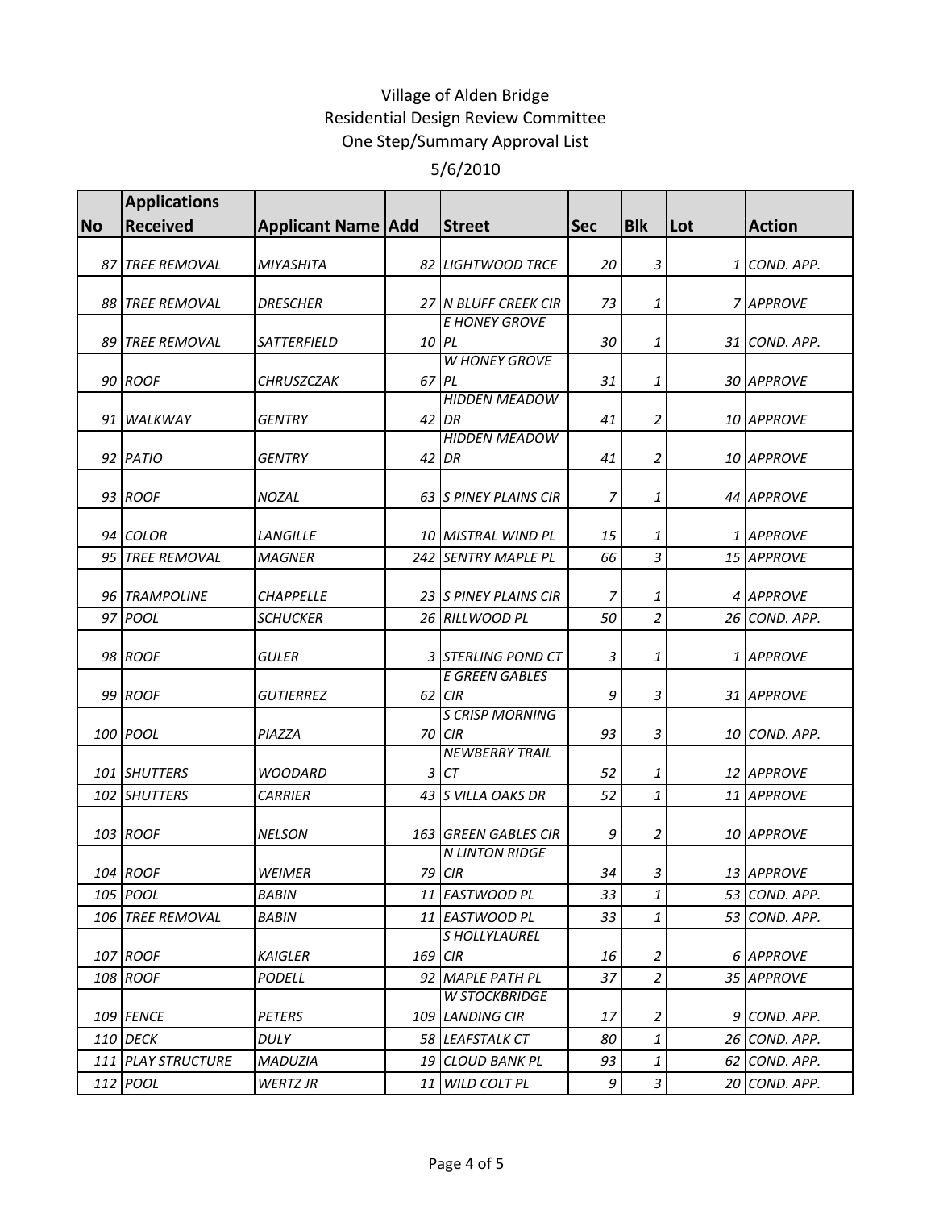Village of Alden Bridge
Residential Design Review Committee
One Step/Summary Approval List
5/6/2010

| No | Applications Received | Applicant Name | Add | Street | Sec | Blk | Lot | Action |
|---|---|---|---|---|---|---|---|---|
| 87 | TREE REMOVAL | MIYASHITA | 82 | LIGHTWOOD TRCE | 20 | 3 | 1 | COND. APP. |
| 88 | TREE REMOVAL | DRESCHER | 27 | N BLUFF CREEK CIR | 73 | 1 | 7 | APPROVE |
| 89 | TREE REMOVAL | SATTERFIELD | 10 | E HONEY GROVE PL | 30 | 1 | 31 | COND. APP. |
| 90 | ROOF | CHRUSZCZAK | 67 | W HONEY GROVE PL | 31 | 1 | 30 | APPROVE |
| 91 | WALKWAY | GENTRY | 42 | HIDDEN MEADOW DR | 41 | 2 | 10 | APPROVE |
| 92 | PATIO | GENTRY | 42 | HIDDEN MEADOW DR | 41 | 2 | 10 | APPROVE |
| 93 | ROOF | NOZAL | 63 | S PINEY PLAINS CIR | 7 | 1 | 44 | APPROVE |
| 94 | COLOR | LANGILLE | 10 | MISTRAL WIND PL | 15 | 1 | 1 | APPROVE |
| 95 | TREE REMOVAL | MAGNER | 242 | SENTRY MAPLE PL | 66 | 3 | 15 | APPROVE |
| 96 | TRAMPOLINE | CHAPPELLE | 23 | S PINEY PLAINS CIR | 7 | 1 | 4 | APPROVE |
| 97 | POOL | SCHUCKER | 26 | RILLWOOD PL | 50 | 2 | 26 | COND. APP. |
| 98 | ROOF | GULER | 3 | STERLING POND CT | 3 | 1 | 1 | APPROVE |
| 99 | ROOF | GUTIERREZ | 62 | E GREEN GABLES CIR | 9 | 3 | 31 | APPROVE |
| 100 | POOL | PIAZZA | 70 | S CRISP MORNING CIR | 93 | 3 | 10 | COND. APP. |
| 101 | SHUTTERS | WOODARD | 3 | NEWBERRY TRAIL CT | 52 | 1 | 12 | APPROVE |
| 102 | SHUTTERS | CARRIER | 43 | S VILLA OAKS DR | 52 | 1 | 11 | APPROVE |
| 103 | ROOF | NELSON | 163 | GREEN GABLES CIR | 9 | 2 | 10 | APPROVE |
| 104 | ROOF | WEIMER | 79 | N LINTON RIDGE CIR | 34 | 3 | 13 | APPROVE |
| 105 | POOL | BABIN | 11 | EASTWOOD PL | 33 | 1 | 53 | COND. APP. |
| 106 | TREE REMOVAL | BABIN | 11 | EASTWOOD PL | 33 | 1 | 53 | COND. APP. |
| 107 | ROOF | KAIGLER | 169 | S HOLLYLAUREL CIR | 16 | 2 | 6 | APPROVE |
| 108 | ROOF | PODELL | 92 | MAPLE PATH PL | 37 | 2 | 35 | APPROVE |
| 109 | FENCE | PETERS | 109 | W STOCKBRIDGE LANDING CIR | 17 | 2 | 9 | COND. APP. |
| 110 | DECK | DULY | 58 | LEAFSTALK CT | 80 | 1 | 26 | COND. APP. |
| 111 | PLAY STRUCTURE | MADUZIA | 19 | CLOUD BANK PL | 93 | 1 | 62 | COND. APP. |
| 112 | POOL | WERTZ JR | 11 | WILD COLT PL | 9 | 3 | 20 | COND. APP. |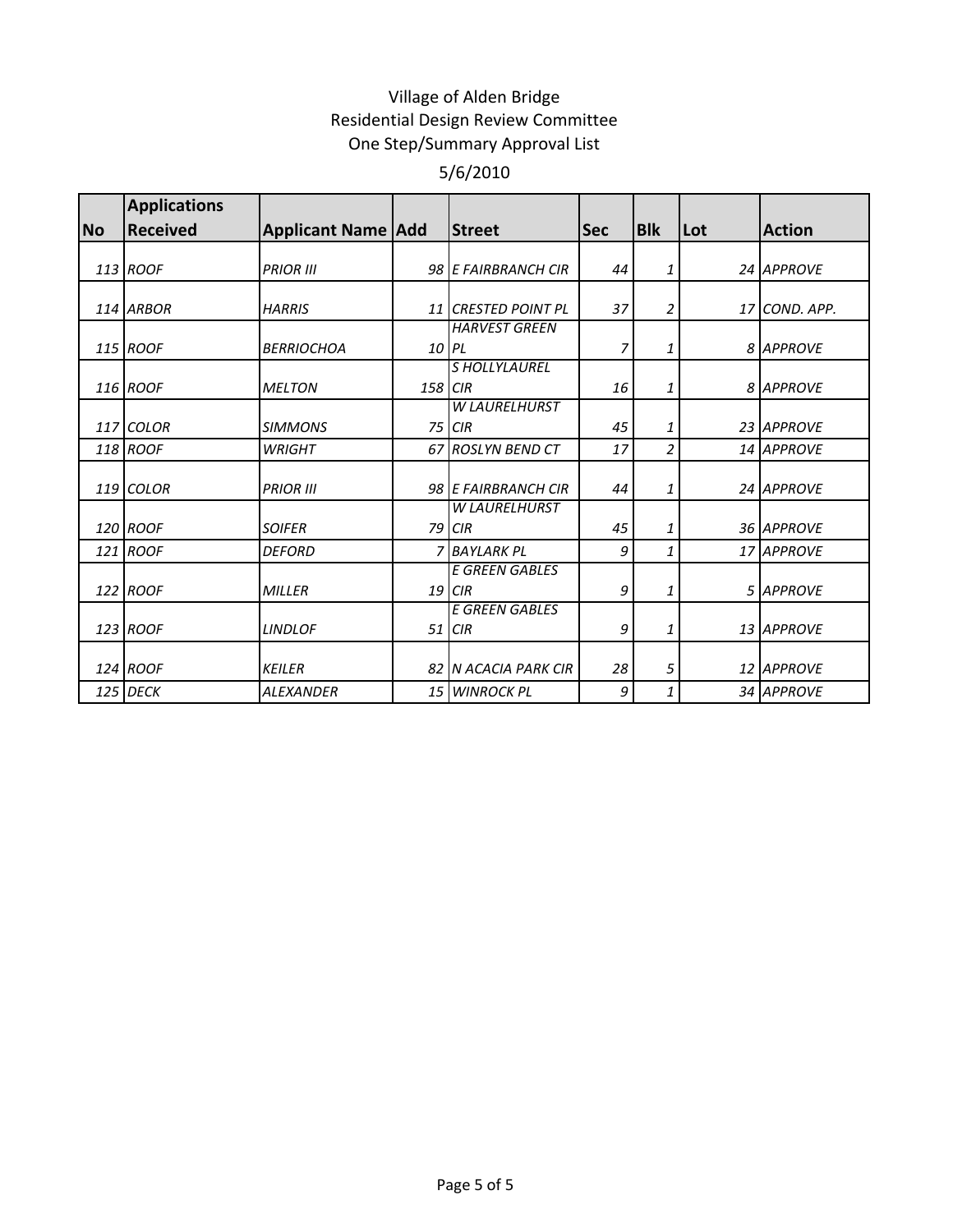Village of Alden Bridge
Residential Design Review Committee
One Step/Summary Approval List

5/6/2010

| No | Applications Received | Applicant Name | Add | Street | Sec | Blk | Lot | Action |
|---|---|---|---|---|---|---|---|---|
| *113* | *ROOF* | *PRIOR III* | *98* | *E FAIRBRANCH CIR* | *44* | *1* | *24* | *APPROVE* |
| *114* | *ARBOR* | *HARRIS* | *11* | *CRESTED POINT PL* | *37* | *2* | *17* | *COND. APP.* |
| *115* | *ROOF* | *BERRIOCHOA* | *10* | *HARVEST GREEN PL* | *7* | *1* | *8* | *APPROVE* |
| *116* | *ROOF* | *MELTON* | *158* | *S HOLLYLAUREL CIR* | *16* | *1* | *8* | *APPROVE* |
| *117* | *COLOR* | *SIMMONS* | *75* | *W LAURELHURST CIR* | *45* | *1* | *23* | *APPROVE* |
| *118* | *ROOF* | *WRIGHT* | *67* | *ROSLYN BEND CT* | *17* | *2* | *14* | *APPROVE* |
| *119* | *COLOR* | *PRIOR III* | *98* | *E FAIRBRANCH CIR* | *44* | *1* | *24* | *APPROVE* |
| *120* | *ROOF* | *SOIFER* | *79* | *W LAURELHURST CIR* | *45* | *1* | *36* | *APPROVE* |
| *121* | *ROOF* | *DEFORD* | *7* | *BAYLARK PL* | *9* | *1* | *17* | *APPROVE* |
| *122* | *ROOF* | *MILLER* | *19* | *E GREEN GABLES CIR* | *9* | *1* | *5* | *APPROVE* |
| *123* | *ROOF* | *LINDLOF* | *51* | *E GREEN GABLES CIR* | *9* | *1* | *13* | *APPROVE* |
| *124* | *ROOF* | *KEILER* | *82* | *N ACACIA PARK CIR* | *28* | *5* | *12* | *APPROVE* |
| *125* | *DECK* | *ALEXANDER* | *15* | *WINROCK PL* | *9* | *1* | *34* | *APPROVE* |